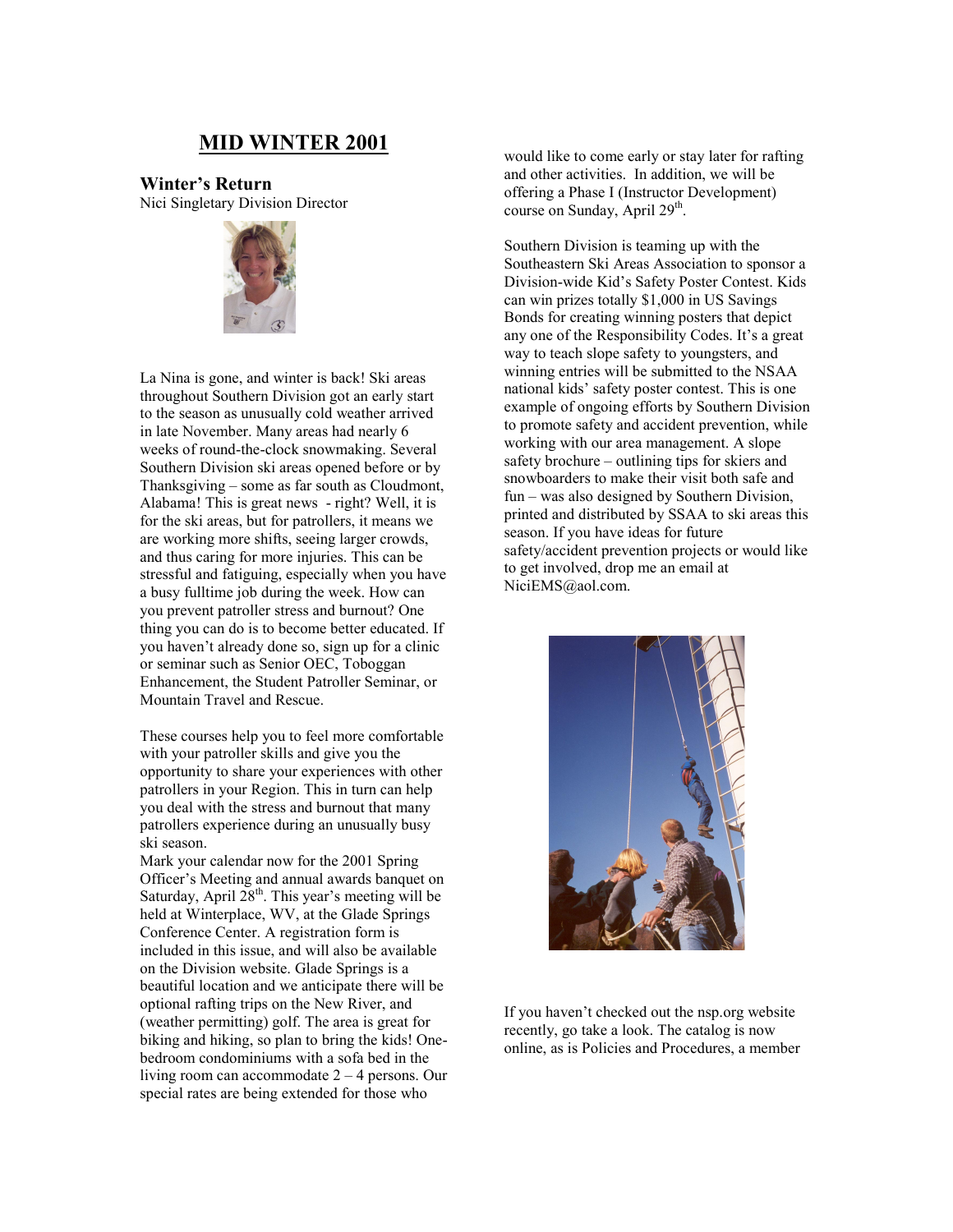# MID WINTER 2001

## Winter's Return

Nici Singletary Division Director

La Nina is gone, and winter is back! Ski areas throughout Southern Division got an early start to the season as unusually cold weather arrived in late November. Many areas had nearly 6 weeks of round-the-clock snowmaking. Several Southern Division ski areas opened before or by Thanksgiving – some as far south as Cloudmont, Alabama! This is great news - right? Well, it is for the ski areas, but for patrollers, it means we are working more shifts, seeing larger crowds, and thus caring for more injuries. This can be stressful and fatiguing, especially when you have a busy fulltime job during the week. How can you prevent patroller stress and burnout? One thing you can do is to become better educated. If you haven't already done so, sign up for a clinic or seminar such as Senior OEC, Toboggan Enhancement, the Student Patroller Seminar, or Mountain Travel and Rescue.

These courses help you to feel more comfortable with your patroller skills and give you the opportunity to share your experiences with other patrollers in your Region. This in turn can help you deal with the stress and burnout that many patrollers experience during an unusually busy ski season.

Mark your calendar now for the 2001 Spring Officer's Meeting and annual awards banquet on Saturday, April 28th. This year's meeting will be held at Winterplace, WV, at the Glade Springs Conference Center. A registration form is included in this issue, and will also be available on the Division website. Glade Springs is a beautiful location and we anticipate there will be optional rafting trips on the New River, and (weather permitting) golf. The area is great for biking and hiking, so plan to bring the kids! One-bedroom condominiums with a sofa bed in the living room can accommodate 2 – 4 persons. Our special rates are being extended for those who would like to come early or stay later for rafting and other activities. In addition, we will be offering a Phase I (Instructor Development) course on Sunday, April 29th.

Southern Division is teaming up with the Southeastern Ski Areas Association to sponsor a Division-wide Kid's Safety Poster Contest. Kids can win prizes totally $1,000 in US Savings Bonds for creating winning posters that depict any one of the Responsibility Codes. It's a great way to teach slope safety to youngsters, and winning entries will be submitted to the NSAA national kids' safety poster contest. This is one example of ongoing efforts by Southern Division to promote safety and accident prevention, while working with our area management. A slope safety brochure – outlining tips for skiers and snowboarders to make their visit both safe and fun – was also designed by Southern Division, printed and distributed by SSAA to ski areas this season. If you have ideas for future safety/accident prevention projects or would like to get involved, drop me an email at NiciEMS@aol.com.

If you haven't checked out the nsp.org website recently, go take a look. The catalog is now online, as is Policies and Procedures, a member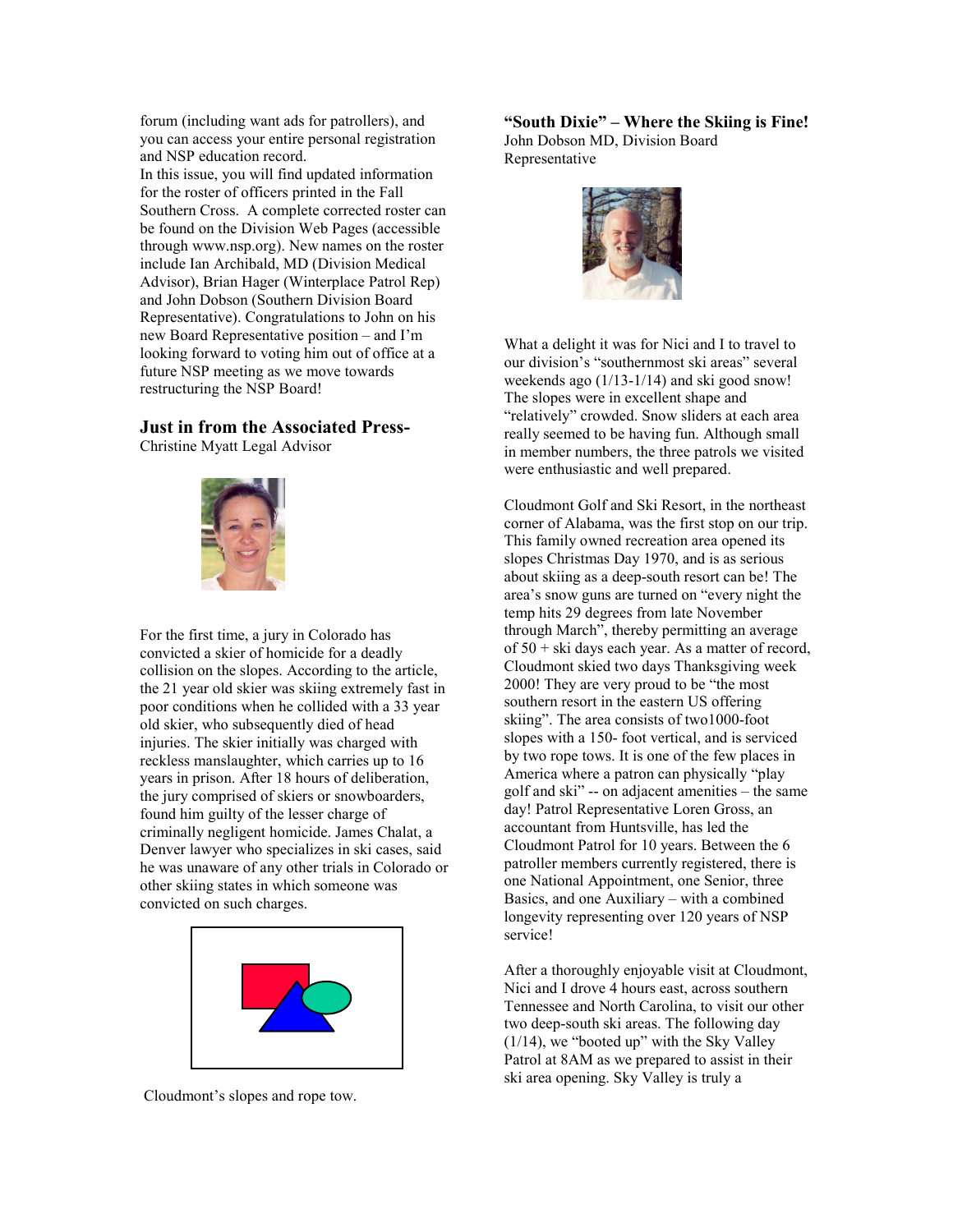forum (including want ads for patrollers), and you can access your entire personal registration and NSP education record.

In this issue, you will find updated information for the roster of officers printed in the Fall Southern Cross. A complete corrected roster can be found on the Division Web Pages (accessible through www.nsp.org). New names on the roster include Ian Archibald, MD (Division Medical Advisor), Brian Hager (Winterplace Patrol Rep) and John Dobson (Southern Division Board Representative). Congratulations to John on his new Board Representative position – and I'm looking forward to voting him out of office at a future NSP meeting as we move towards restructuring the NSP Board!

## Just in from the Associated Press-

Christine Myatt Legal Advisor

For the first time, a jury in Colorado has convicted a skier of homicide for a deadly collision on the slopes. According to the article, the 21 year old skier was skiing extremely fast in poor conditions when he collided with a 33 year old skier, who subsequently died of head injuries. The skier initially was charged with reckless manslaughter, which carries up to 16 years in prison. After 18 hours of deliberation, the jury comprised of skiers or snowboarders, found him guilty of the lesser charge of criminally negligent homicide. James Chalat, a Denver lawyer who specializes in ski cases, said he was unaware of any other trials in Colorado or other skiing states in which someone was convicted on such charges.

Cloudmont's slopes and rope tow.

## "South Dixie" – Where the Skiing is Fine!

John Dobson MD, Division Board Representative

What a delight it was for Nici and I to travel to our division's "southernmost ski areas" several weekends ago (1/13-1/14) and ski good snow! The slopes were in excellent shape and "relatively" crowded. Snow sliders at each area really seemed to be having fun. Although small in member numbers, the three patrols we visited were enthusiastic and well prepared.

Cloudmont Golf and Ski Resort, in the northeast corner of Alabama, was the first stop on our trip. This family owned recreation area opened its slopes Christmas Day 1970, and is as serious about skiing as a deep-south resort can be! The area's snow guns are turned on "every night the temp hits 29 degrees from late November through March", thereby permitting an average of 50 + ski days each year. As a matter of record, Cloudmont skied two days Thanksgiving week 2000! They are very proud to be "the most southern resort in the eastern US offering skiing". The area consists of two1000-foot slopes with a 150- foot vertical, and is serviced by two rope tows. It is one of the few places in America where a patron can physically "play golf and ski" -- on adjacent amenities – the same day! Patrol Representative Loren Gross, an accountant from Huntsville, has led the Cloudmont Patrol for 10 years. Between the 6 patroller members currently registered, there is one National Appointment, one Senior, three Basics, and one Auxiliary – with a combined longevity representing over 120 years of NSP service!

After a thoroughly enjoyable visit at Cloudmont, Nici and I drove 4 hours east, across southern Tennessee and North Carolina, to visit our other two deep-south ski areas. The following day (1/14), we "booted up" with the Sky Valley Patrol at 8AM as we prepared to assist in their ski area opening. Sky Valley is truly a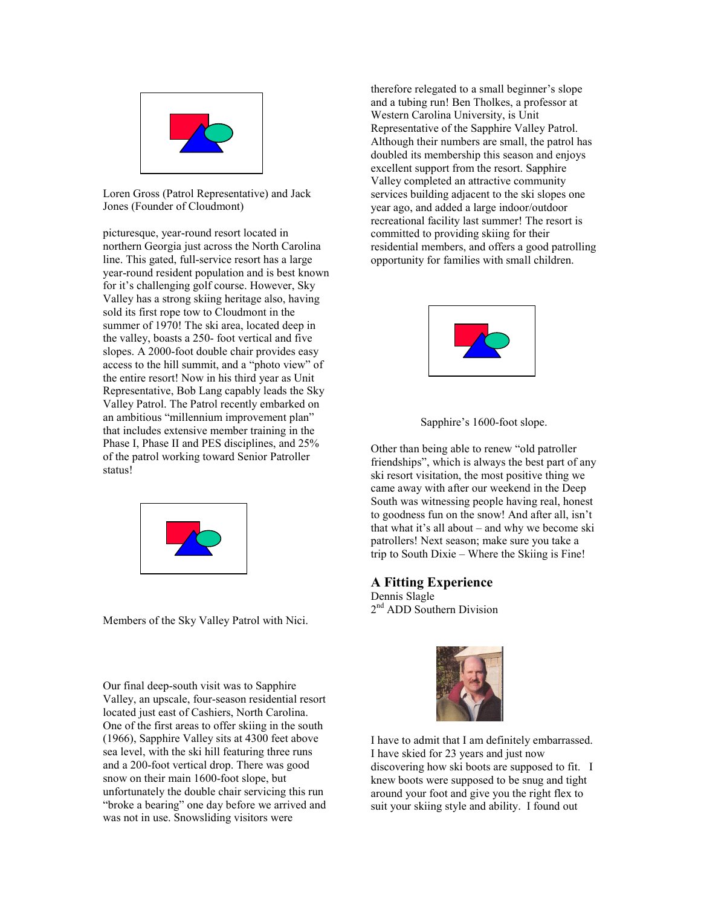Loren Gross (Patrol Representative) and Jack Jones (Founder of Cloudmont)

picturesque, year-round resort located in northern Georgia just across the North Carolina line. This gated, full-service resort has a large year-round resident population and is best known for it's challenging golf course. However, Sky Valley has a strong skiing heritage also, having sold its first rope tow to Cloudmont in the summer of 1970! The ski area, located deep in the valley, boasts a 250- foot vertical and five slopes. A 2000-foot double chair provides easy access to the hill summit, and a "photo view" of the entire resort! Now in his third year as Unit Representative, Bob Lang capably leads the Sky Valley Patrol. The Patrol recently embarked on an ambitious "millennium improvement plan" that includes extensive member training in the Phase I, Phase II and PES disciplines, and 25% of the patrol working toward Senior Patroller status!

Members of the Sky Valley Patrol with Nici.

Our final deep-south visit was to Sapphire Valley, an upscale, four-season residential resort located just east of Cashiers, North Carolina. One of the first areas to offer skiing in the south (1966), Sapphire Valley sits at 4300 feet above sea level, with the ski hill featuring three runs and a 200-foot vertical drop. There was good snow on their main 1600-foot slope, but unfortunately the double chair servicing this run "broke a bearing" one day before we arrived and was not in use. Snowsliding visitors were therefore relegated to a small beginner's slope and a tubing run! Ben Tholkes, a professor at Western Carolina University, is Unit Representative of the Sapphire Valley Patrol. Although their numbers are small, the patrol has doubled its membership this season and enjoys excellent support from the resort. Sapphire Valley completed an attractive community services building adjacent to the ski slopes one year ago, and added a large indoor/outdoor recreational facility last summer! The resort is committed to providing skiing for their residential members, and offers a good patrolling opportunity for families with small children.

Sapphire's 1600-foot slope.

Other than being able to renew "old patroller friendships", which is always the best part of any ski resort visitation, the most positive thing we came away with after our weekend in the Deep South was witnessing people having real, honest to goodness fun on the snow! And after all, isn't that what it's all about – and why we become ski patrollers! Next season; make sure you take a trip to South Dixie – Where the Skiing is Fine!

## A Fitting Experience

Dennis Slagle
2nd ADD Southern Division

I have to admit that I am definitely embarrassed. I have skied for 23 years and just now discovering how ski boots are supposed to fit. I knew boots were supposed to be snug and tight around your foot and give you the right flex to suit your skiing style and ability. I found out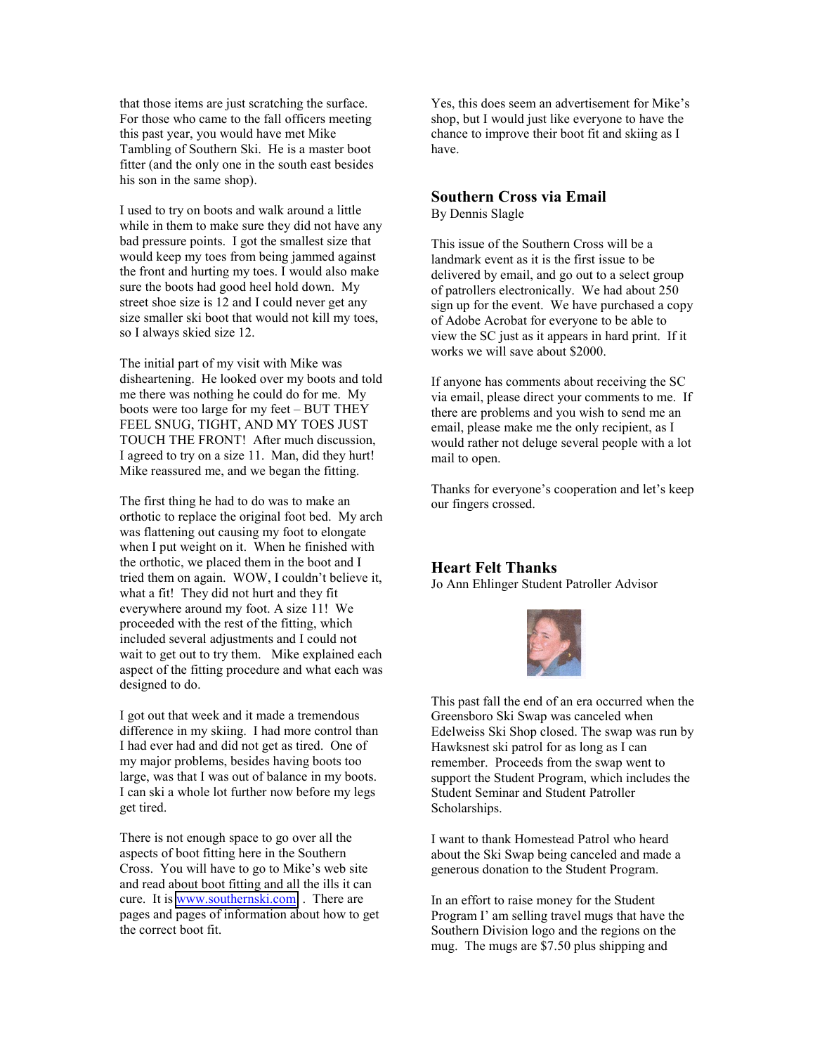that those items are just scratching the surface. For those who came to the fall officers meeting this past year, you would have met Mike Tambling of Southern Ski. He is a master boot fitter (and the only one in the south east besides his son in the same shop).

I used to try on boots and walk around a little while in them to make sure they did not have any bad pressure points. I got the smallest size that would keep my toes from being jammed against the front and hurting my toes. I would also make sure the boots had good heel hold down. My street shoe size is 12 and I could never get any size smaller ski boot that would not kill my toes, so I always skied size 12.

The initial part of my visit with Mike was disheartening. He looked over my boots and told me there was nothing he could do for me. My boots were too large for my feet – BUT THEY FEEL SNUG, TIGHT, AND MY TOES JUST TOUCH THE FRONT! After much discussion, I agreed to try on a size 11. Man, did they hurt! Mike reassured me, and we began the fitting.

The first thing he had to do was to make an orthotic to replace the original foot bed. My arch was flattening out causing my foot to elongate when I put weight on it. When he finished with the orthotic, we placed them in the boot and I tried them on again. WOW, I couldn't believe it, what a fit! They did not hurt and they fit everywhere around my foot. A size 11! We proceeded with the rest of the fitting, which included several adjustments and I could not wait to get out to try them. Mike explained each aspect of the fitting procedure and what each was designed to do.

I got out that week and it made a tremendous difference in my skiing. I had more control than I had ever had and did not get as tired. One of my major problems, besides having boots too large, was that I was out of balance in my boots. I can ski a whole lot further now before my legs get tired.

There is not enough space to go over all the aspects of boot fitting here in the Southern Cross. You will have to go to Mike's web site and read about boot fitting and all the ills it can cure. It is www.southernski.com . There are pages and pages of information about how to get the correct boot fit.

Yes, this does seem an advertisement for Mike's shop, but I would just like everyone to have the chance to improve their boot fit and skiing as I have.

## Southern Cross via Email

By Dennis Slagle

This issue of the Southern Cross will be a landmark event as it is the first issue to be delivered by email, and go out to a select group of patrollers electronically. We had about 250 sign up for the event. We have purchased a copy of Adobe Acrobat for everyone to be able to view the SC just as it appears in hard print. If it works we will save about $2000.

If anyone has comments about receiving the SC via email, please direct your comments to me. If there are problems and you wish to send me an email, please make me the only recipient, as I would rather not deluge several people with a lot mail to open.

Thanks for everyone's cooperation and let's keep our fingers crossed.

## Heart Felt Thanks

Jo Ann Ehlinger Student Patroller Advisor

This past fall the end of an era occurred when the Greensboro Ski Swap was canceled when Edelweiss Ski Shop closed. The swap was run by Hawksnest ski patrol for as long as I can remember. Proceeds from the swap went to support the Student Program, which includes the Student Seminar and Student Patroller Scholarships.

I want to thank Homestead Patrol who heard about the Ski Swap being canceled and made a generous donation to the Student Program.

In an effort to raise money for the Student Program I' am selling travel mugs that have the Southern Division logo and the regions on the mug. The mugs are $7.50 plus shipping and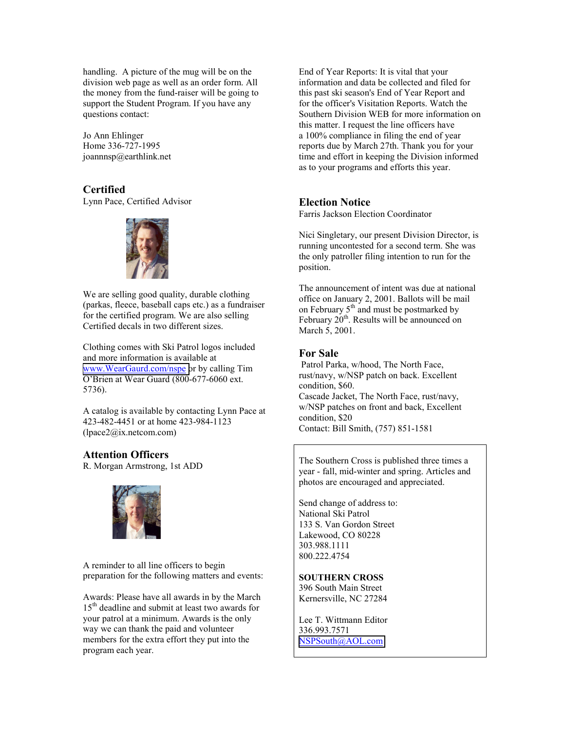handling. A picture of the mug will be on the division web page as well as an order form. All the money from the fund-raiser will be going to support the Student Program. If you have any questions contact:

Jo Ann Ehlinger
Home 336-727-1995
joannnsp@earthlink.net

## Certified

Lynn Pace, Certified Advisor

We are selling good quality, durable clothing (parkas, fleece, baseball caps etc.) as a fundraiser for the certified program. We are also selling Certified decals in two different sizes.

Clothing comes with Ski Patrol logos included and more information is available at www.WearGaurd.com/nspe or by calling Tim O'Brien at Wear Guard (800-677-6060 ext. 5736).

A catalog is available by contacting Lynn Pace at 423-482-4451 or at home 423-984-1123 (lpace2@ix.netcom.com)

## Attention Officers

R. Morgan Armstrong, 1st ADD

A reminder to all line officers to begin preparation for the following matters and events:

Awards: Please have all awards in by the March 15th deadline and submit at least two awards for your patrol at a minimum. Awards is the only way we can thank the paid and volunteer members for the extra effort they put into the program each year.

End of Year Reports: It is vital that your information and data be collected and filed for this past ski season's End of Year Report and for the officer's Visitation Reports. Watch the Southern Division WEB for more information on this matter. I request the line officers have a 100% compliance in filing the end of year reports due by March 27th. Thank you for your time and effort in keeping the Division informed as to your programs and efforts this year.

## Election Notice

Farris Jackson Election Coordinator

Nici Singletary, our present Division Director, is running uncontested for a second term. She was the only patroller filing intention to run for the position.

The announcement of intent was due at national office on January 2, 2001. Ballots will be mail on February 5th and must be postmarked by February 20th. Results will be announced on March 5, 2001.

## For Sale

Patrol Parka, w/hood, The North Face, rust/navy, w/NSP patch on back. Excellent condition, $60.
Cascade Jacket, The North Face, rust/navy, w/NSP patches on front and back, Excellent condition, $20
Contact: Bill Smith, (757) 851-1581

The Southern Cross is published three times a year - fall, mid-winter and spring. Articles and photos are encouraged and appreciated.

Send change of address to:
National Ski Patrol
133 S. Van Gordon Street
Lakewood, CO 80228
303.988.1111
800.222.4754

**SOUTHERN CROSS**
396 South Main Street
Kernersville, NC 27284

Lee T. Wittmann Editor
336.993.7571
NSPSouth@AOL.com